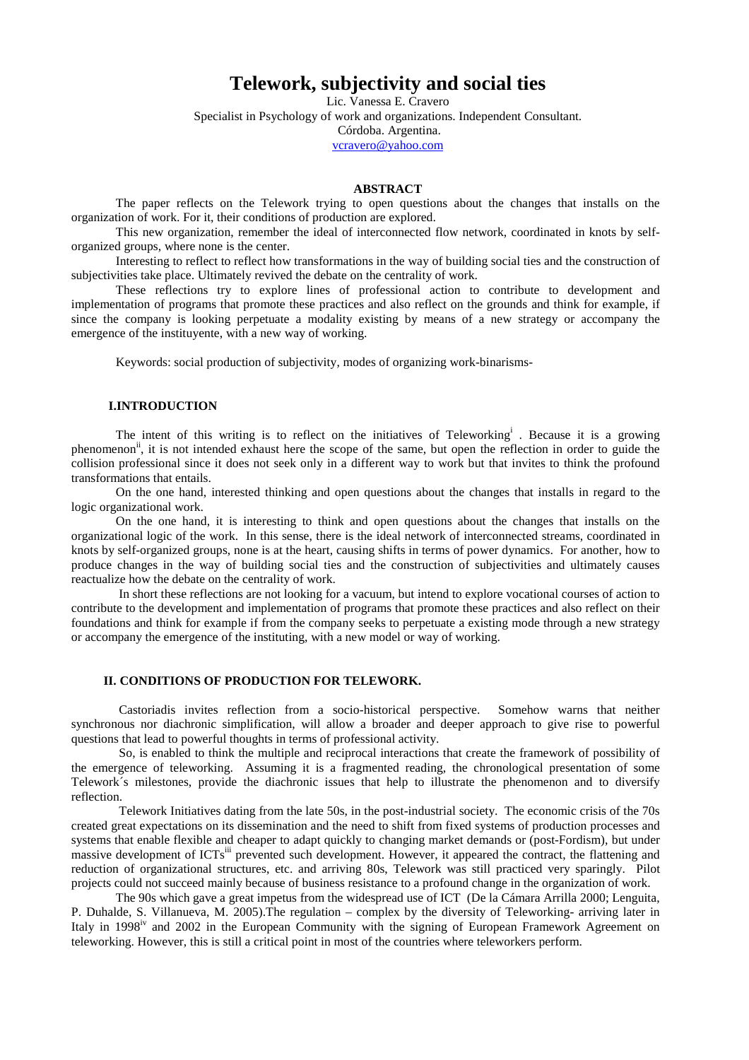# Telework, subjectivity and social ties

Lic. Vanessa E. Cravero
Specialist in Psychology of work and organizations. Independent Consultant.
Córdoba. Argentina.
vcravero@yahoo.com

**ABSTRACT**

The paper reflects on the Telework trying to open questions about the changes that installs on the organization of work. For it, their conditions of production are explored.

This new organization, remember the ideal of interconnected flow network, coordinated in knots by self-organized groups, where none is the center.

Interesting to reflect to reflect how transformations in the way of building social ties and the construction of subjectivities take place. Ultimately revived the debate on the centrality of work.

These reflections try to explore lines of professional action to contribute to development and implementation of programs that promote these practices and also reflect on the grounds and think for example, if since the company is looking perpetuate a modality existing by means of a new strategy or accompany the emergence of the instituyente, with a new way of working.

Keywords: social production of subjectivity, modes of organizing work-binarisms-

## I.INTRODUCTION

The intent of this writing is to reflect on the initiatives of Teleworking[i] . Because it is a growing phenomenon[ii], it is not intended exhaust here the scope of the same, but open the reflection in order to guide the collision professional since it does not seek only in a different way to work but that invites to think the profound transformations that entails.

On the one hand, interested thinking and open questions about the changes that installs in regard to the logic organizational work.

On the one hand, it is interesting to think and open questions about the changes that installs on the organizational logic of the work. In this sense, there is the ideal network of interconnected streams, coordinated in knots by self-organized groups, none is at the heart, causing shifts in terms of power dynamics. For another, how to produce changes in the way of building social ties and the construction of subjectivities and ultimately causes reactualize how the debate on the centrality of work.

In short these reflections are not looking for a vacuum, but intend to explore vocational courses of action to contribute to the development and implementation of programs that promote these practices and also reflect on their foundations and think for example if from the company seeks to perpetuate a existing mode through a new strategy or accompany the emergence of the instituting, with a new model or way of working.

## II. CONDITIONS OF PRODUCTION FOR TELEWORK.

Castoriadis invites reflection from a socio-historical perspective. Somehow warns that neither synchronous nor diachronic simplification, will allow a broader and deeper approach to give rise to powerful questions that lead to powerful thoughts in terms of professional activity.

So, is enabled to think the multiple and reciprocal interactions that create the framework of possibility of the emergence of teleworking. Assuming it is a fragmented reading, the chronological presentation of some Telework´s milestones, provide the diachronic issues that help to illustrate the phenomenon and to diversify reflection.

Telework Initiatives dating from the late 50s, in the post-industrial society. The economic crisis of the 70s created great expectations on its dissemination and the need to shift from fixed systems of production processes and systems that enable flexible and cheaper to adapt quickly to changing market demands or (post-Fordism), but under massive development of ICTs[iii] prevented such development. However, it appeared the contract, the flattening and reduction of organizational structures, etc. and arriving 80s, Telework was still practiced very sparingly. Pilot projects could not succeed mainly because of business resistance to a profound change in the organization of work.

The 90s which gave a great impetus from the widespread use of ICT (De la Cámara Arrilla 2000; Lenguita, P. Duhalde, S. Villanueva, M. 2005).The regulation – complex by the diversity of Teleworking- arriving later in Italy in 1998[iv] and 2002 in the European Community with the signing of European Framework Agreement on teleworking. However, this is still a critical point in most of the countries where teleworkers perform.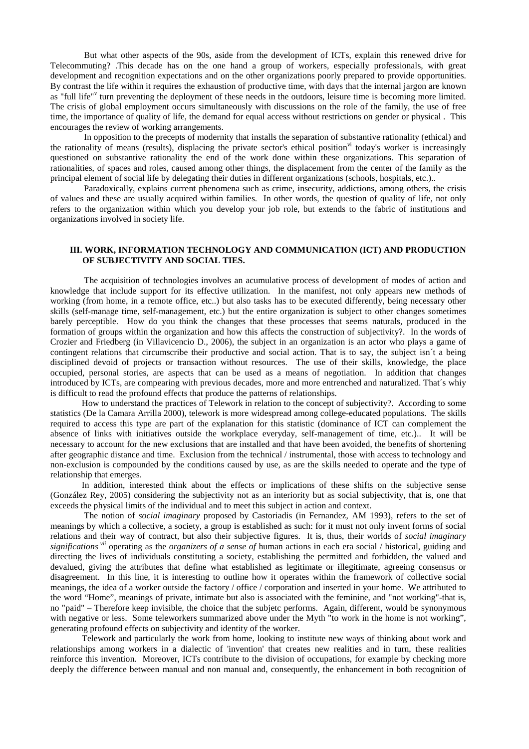But what other aspects of the 90s, aside from the development of ICTs, explain this renewed drive for Telecommuting? .This decade has on the one hand a group of workers, especially professionals, with great development and recognition expectations and on the other organizations poorly prepared to provide opportunities. By contrast the life within it requires the exhaustion of productive time, with days that the internal jargon are known as "full life"[v] turn preventing the deployment of these needs in the outdoors, leisure time is becoming more limited. The crisis of global employment occurs simultaneously with discussions on the role of the family, the use of free time, the importance of quality of life, the demand for equal access without restrictions on gender or physical . This encourages the review of working arrangements.

In opposition to the precepts of modernity that installs the separation of substantive rationality (ethical) and the rationality of means (results), displacing the private sector's ethical position[vi] today's worker is increasingly questioned on substantive rationality the end of the work done within these organizations. This separation of rationalities, of spaces and roles, caused among other things, the displacement from the center of the family as the principal element of social life by delegating their duties in different organizations (schools, hospitals, etc.)..

Paradoxically, explains current phenomena such as crime, insecurity, addictions, among others, the crisis of values and these are usually acquired within families. In other words, the question of quality of life, not only refers to the organization within which you develop your job role, but extends to the fabric of institutions and organizations involved in society life.

## III. WORK, INFORMATION TECHNOLOGY AND COMMUNICATION (ICT) AND PRODUCTION OF SUBJECTIVITY AND SOCIAL TIES.

The acquisition of technologies involves an acumulative process of development of modes of action and knowledge that include support for its effective utilization. In the manifest, not only appears new methods of working (from home, in a remote office, etc..) but also tasks has to be executed differently, being necessary other skills (self-manage time, self-management, etc.) but the entire organization is subject to other changes sometimes barely perceptible. How do you think the changes that these processes that seems naturals, produced in the formation of groups within the organization and how this affects the construction of subjectivity?. In the words of Crozier and Friedberg (in Villavicencio D., 2006), the subject in an organization is an actor who plays a game of contingent relations that circumscribe their productive and social action. That is to say, the subject isn´t a being disciplined devoid of projects or transaction without resources. The use of their skills, knowledge, the place occupied, personal stories, are aspects that can be used as a means of negotiation. In addition that changes introduced by ICTs, are compearing with previous decades, more and more entrenched and naturalized. That´s whiy is difficult to read the profound effects that produce the patterns of relationships.

How to understand the practices of Telework in relation to the concept of subjectivity?. According to some statistics (De la Camara Arrilla 2000), telework is more widespread among college-educated populations. The skills required to access this type are part of the explanation for this statistic (dominance of ICT can complement the absence of links with initiatives outside the workplace everyday, self-management of time, etc.).. It will be necessary to account for the new exclusions that are installed and that have been avoided, the benefits of shortening after geographic distance and time. Exclusion from the technical / instrumental, those with access to technology and non-exclusion is compounded by the conditions caused by use, as are the skills needed to operate and the type of relationship that emerges.

In addition, interested think about the effects or implications of these shifts on the subjective sense (González Rey, 2005) considering the subjectivity not as an interiority but as social subjectivity, that is, one that exceeds the physical limits of the individual and to meet this subject in action and context.

The notion of *social imaginary* proposed by Castoriadis (in Fernandez, AM 1993), refers to the set of meanings by which a collective, a society, a group is established as such: for it must not only invent forms of social relations and their way of contract, but also their subjective figures. It is, thus, their worlds of *social imaginary significations* [vii] operating as the *organizers of a sense of* human actions in each era social / historical, guiding and directing the lives of individuals constituting a society, establishing the permitted and forbidden, the valued and devalued, giving the attributes that define what established as legitimate or illegitimate, agreeing consensus or disagreement. In this line, it is interesting to outline how it operates within the framework of collective social meanings, the idea of a worker outside the factory / office / corporation and inserted in your home. We attributed to the word "Home", meanings of private, intimate but also is associated with the feminine, and "not working"-that is, no "paid" – Therefore keep invisible, the choice that the subjetc performs. Again, different, would be synonymous with negative or less. Some teleworkers summarized above under the Myth "to work in the home is not working", generating profound effects on subjectivity and identity of the worker.

Telework and particularly the work from home, looking to institute new ways of thinking about work and relationships among workers in a dialectic of 'invention' that creates new realities and in turn, these realities reinforce this invention. Moreover, ICTs contribute to the division of occupations, for example by checking more deeply the difference between manual and non manual and, consequently, the enhancement in both recognition of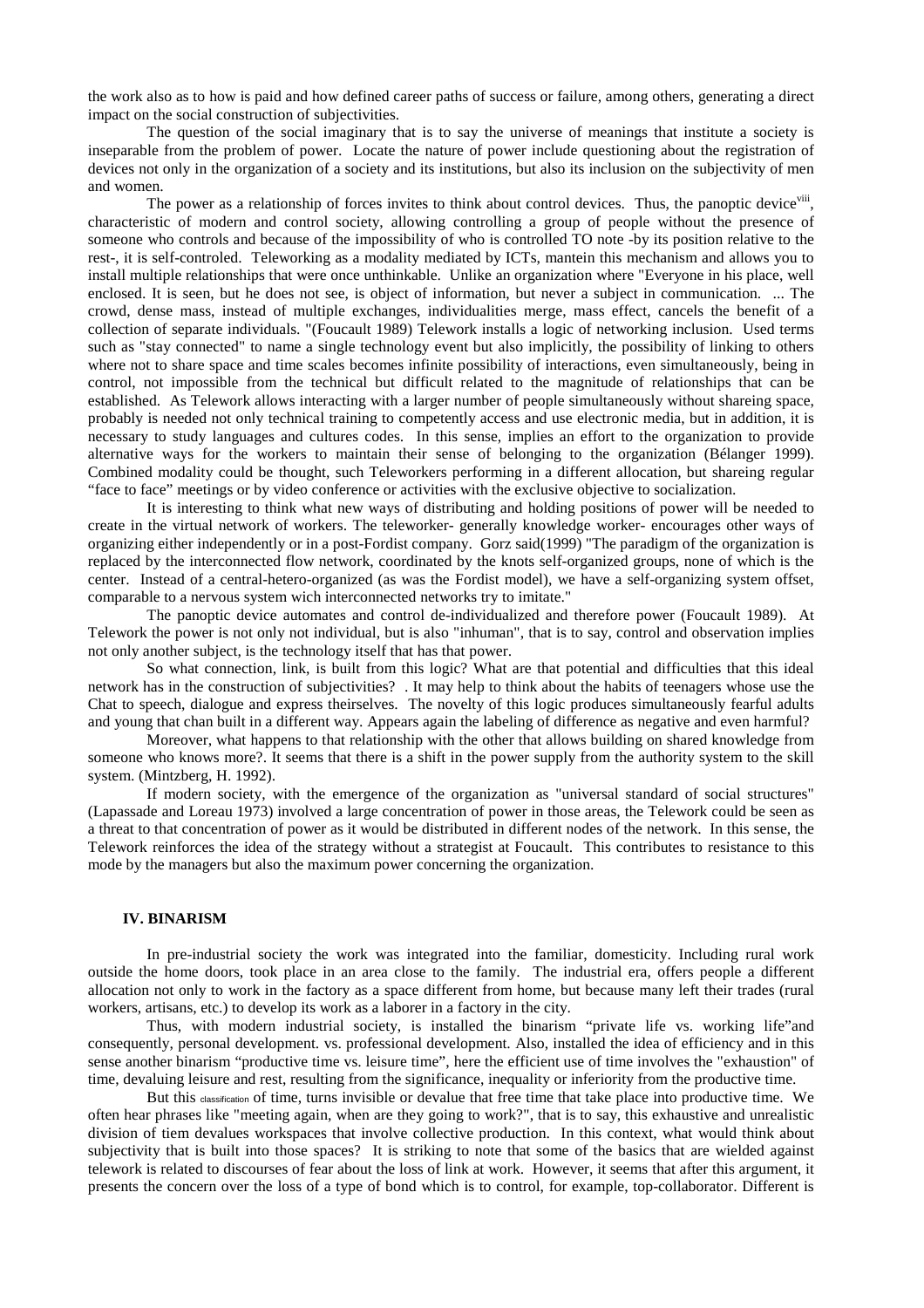the work also as to how is paid and how defined career paths of success or failure, among others, generating a direct impact on the social construction of subjectivities.

The question of the social imaginary that is to say the universe of meanings that institute a society is inseparable from the problem of power. Locate the nature of power include questioning about the registration of devices not only in the organization of a society and its institutions, but also its inclusion on the subjectivity of men and women.

The power as a relationship of forces invites to think about control devices. Thus, the panoptic device[viii], characteristic of modern and control society, allowing controlling a group of people without the presence of someone who controls and because of the impossibility of who is controlled TO note -by its position relative to the rest-, it is self-controled. Teleworking as a modality mediated by ICTs, mantein this mechanism and allows you to install multiple relationships that were once unthinkable. Unlike an organization where "Everyone in his place, well enclosed. It is seen, but he does not see, is object of information, but never a subject in communication. ... The crowd, dense mass, instead of multiple exchanges, individualities merge, mass effect, cancels the benefit of a collection of separate individuals. "(Foucault 1989) Telework installs a logic of networking inclusion. Used terms such as "stay connected" to name a single technology event but also implicitly, the possibility of linking to others where not to share space and time scales becomes infinite possibility of interactions, even simultaneous, being in control, not impossible from the technical but difficult related to the magnitude of relationships that can be established. As Telework allows interacting with a larger number of people simultaneously without shareing space, probably is needed not only technical training to competently access and use electronic media, but in addition, it is necessary to study languages and cultures codes. In this sense, implies an effort to the organization to provide alternative ways for the workers to maintain their sense of belonging to the organization (Bélanger 1999). Combined modality could be thought, such Teleworkers performing in a different allocation, but shareing regular "face to face" meetings or by video conference or activities with the exclusive objective to socialization.

It is interesting to think what new ways of distributing and holding positions of power will be needed to create in the virtual network of workers. The teleworker- generally knowledge worker- encourages other ways of organizing either independently or in a post-Fordist company. Gorz said(1999) "The paradigm of the organization is replaced by the interconnected flow network, coordinated by the knots self-organized groups, none of which is the center. Instead of a central-hetero-organized (as was the Fordist model), we have a self-organizing system offset, comparable to a nervous system wich interconnected networks try to imitate."

The panoptic device automates and control de-individualized and therefore power (Foucault 1989). At Telework the power is not only not individual, but is also "inhuman", that is to say, control and observation implies not only another subject, is the technology itself that has that power.

So what connection, link, is built from this logic? What are that potential and difficulties that this ideal network has in the construction of subjectivities? . It may help to think about the habits of teenagers whose use the Chat to speech, dialogue and express theirselves. The novelty of this logic produces simultaneously fearful adults and young that chan built in a different way. Appears again the labeling of difference as negative and even harmful?

Moreover, what happens to that relationship with the other that allows building on shared knowledge from someone who knows more?. It seems that there is a shift in the power supply from the authority system to the skill system. (Mintzberg, H. 1992).

If modern society, with the emergence of the organization as "universal standard of social structures" (Lapassade and Loreau 1973) involved a large concentration of power in those areas, the Telework could be seen as a threat to that concentration of power as it would be distributed in different nodes of the network. In this sense, the Telework reinforces the idea of the strategy without a strategist at Foucault. This contributes to resistance to this mode by the managers but also the maximum power concerning the organization.

## IV. BINARISM

In pre-industrial society the work was integrated into the familiar, domesticity. Including rural work outside the home doors, took place in an area close to the family. The industrial era, offers people a different allocation not only to work in the factory as a space different from home, but because many left their trades (rural workers, artisans, etc.) to develop its work as a laborer in a factory in the city.

Thus, with modern industrial society, is installed the binarism "private life vs. working life"and consequently, personal development. vs. professional development. Also, installed the idea of efficiency and in this sense another binarism "productive time vs. leisure time", here the efficient use of time involves the "exhaustion" of time, devaluing leisure and rest, resulting from the significance, inequality or inferiority from the productive time.

But this classification of time, turns invisible or devalue that free time that take place into productive time. We often hear phrases like "meeting again, when are they going to work?", that is to say, this exhaustive and unrealistic division of tiem devalues workspaces that involve collective production. In this context, what would think about subjectivity that is built into those spaces? It is striking to note that some of the basics that are wielded against telework is related to discourses of fear about the loss of link at work. However, it seems that after this argument, it presents the concern over the loss of a type of bond which is to control, for example, top-collaborator. Different is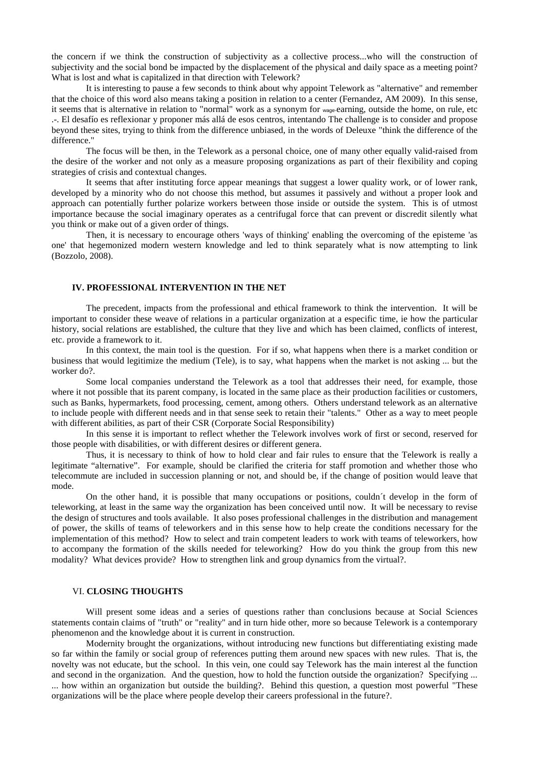the concern if we think the construction of subjectivity as a collective process...who will the construction of subjectivity and the social bond be impacted by the displacement of the physical and daily space as a meeting point? What is lost and what is capitalized in that direction with Telework?

It is interesting to pause a few seconds to think about why appoint Telework as "alternative" and remember that the choice of this word also means taking a position in relation to a center (Fernandez, AM 2009). In this sense, it seems that is alternative in relation to "normal" work as a synonym for wage-earning, outside the home, on rule, etc .-. El desafío es reflexionar y proponer más allá de esos centros, intentando The challenge is to consider and propose beyond these sites, trying to think from the difference unbiased, in the words of Deleuxe "think the difference of the difference."

The focus will be then, in the Telework as a personal choice, one of many other equally valid-raised from the desire of the worker and not only as a measure proposing organizations as part of their flexibility and coping strategies of crisis and contextual changes.

It seems that after instituting force appear meanings that suggest a lower quality work, or of lower rank, developed by a minority who do not choose this method, but assumes it passively and without a proper look and approach can potentially further polarize workers between those inside or outside the system. This is of utmost importance because the social imaginary operates as a centrifugal force that can prevent or discredit silently what you think or make out of a given order of things.

Then, it is necessary to encourage others 'ways of thinking' enabling the overcoming of the episteme 'as one' that hegemonized modern western knowledge and led to think separately what is now attempting to link (Bozzolo, 2008).

## IV. PROFESSIONAL INTERVENTION IN THE NET

The precedent, impacts from the professional and ethical framework to think the intervention. It will be important to consider these weave of relations in a particular organization at a especific time, ie how the particular history, social relations are established, the culture that they live and which has been claimed, conflicts of interest, etc. provide a framework to it.

In this context, the main tool is the question. For if so, what happens when there is a market condition or business that would legitimize the medium (Tele), is to say, what happens when the market is not asking ... but the worker do?.

Some local companies understand the Telework as a tool that addresses their need, for example, those where it not possible that its parent company, is located in the same place as their production facilities or customers, such as Banks, hypermarkets, food processing, cement, among others. Others understand telework as an alternative to include people with different needs and in that sense seek to retain their "talents." Other as a way to meet people with different abilities, as part of their CSR (Corporate Social Responsibility)

In this sense it is important to reflect whether the Telework involves work of first or second, reserved for those people with disabilities, or with different desires or different genera.

Thus, it is necessary to think of how to hold clear and fair rules to ensure that the Telework is really a legitimate "alternative". For example, should be clarified the criteria for staff promotion and whether those who telecommute are included in succession planning or not, and should be, if the change of position would leave that mode.

On the other hand, it is possible that many occupations or positions, couldn´t develop in the form of teleworking, at least in the same way the organization has been conceived until now. It will be necessary to revise the design of structures and tools available. It also poses professional challenges in the distribution and management of power, the skills of teams of teleworkers and in this sense how to help create the conditions necessary for the implementation of this method? How to select and train competent leaders to work with teams of teleworkers, how to accompany the formation of the skills needed for teleworking? How do you think the group from this new modality? What devices provide? How to strengthen link and group dynamics from the virtual?.

## VI. CLOSING THOUGHTS

Will present some ideas and a series of questions rather than conclusions because at Social Sciences statements contain claims of "truth" or "reality" and in turn hide other, more so because Telework is a contemporary phenomenon and the knowledge about it is current in construction.

Modernity brought the organizations, without introducing new functions but differentiating existing made so far within the family or social group of references putting them around new spaces with new rules. That is, the novelty was not educate, but the school. In this vein, one could say Telework has the main interest al the function and second in the organization. And the question, how to hold the function outside the organization? Specifying ... ... how within an organization but outside the building?. Behind this question, a question most powerful "These organizations will be the place where people develop their careers professional in the future?.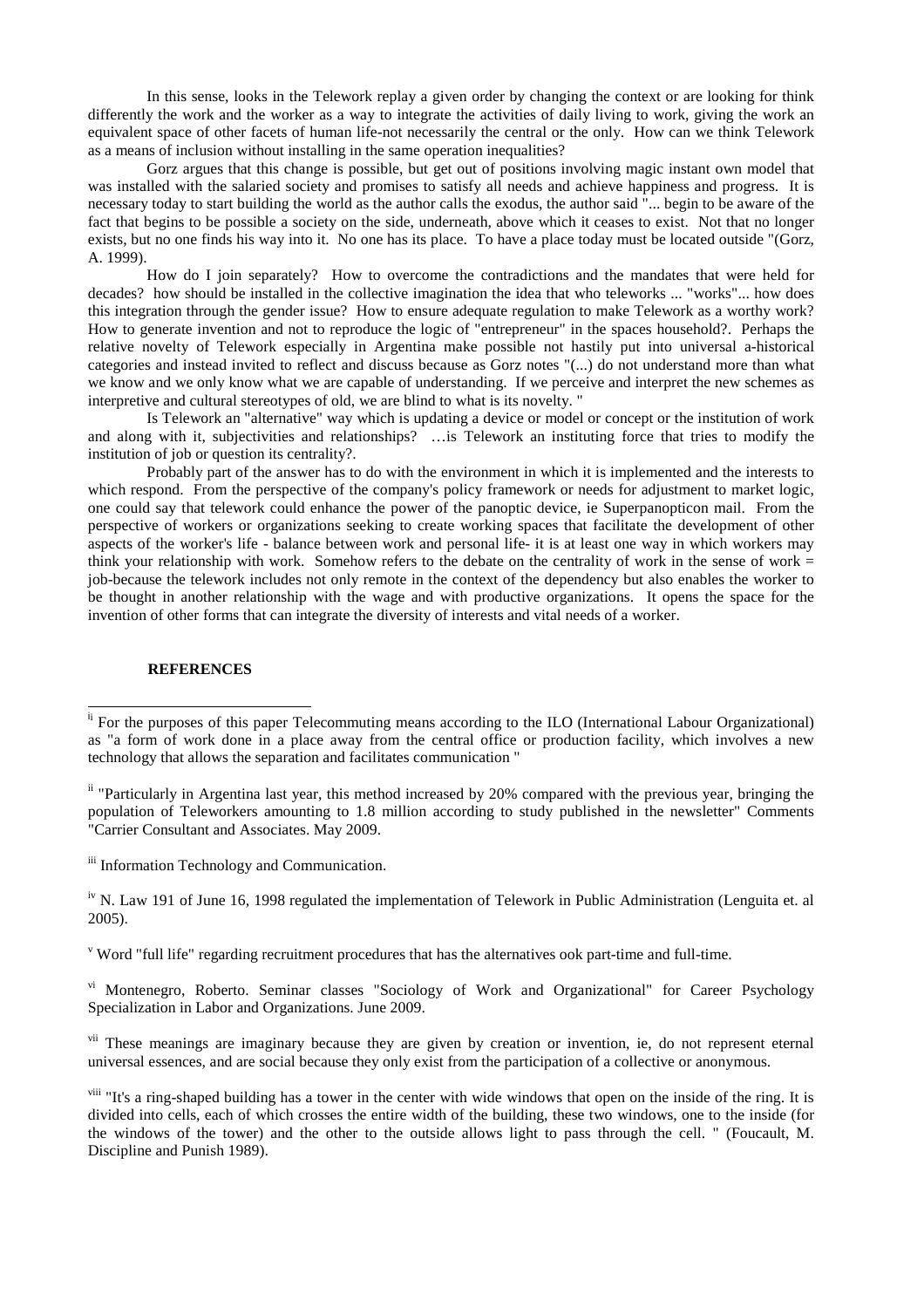In this sense, looks in the Telework replay a given order by changing the context or are looking for think differently the work and the worker as a way to integrate the activities of daily living to work, giving the work an equivalent space of other facets of human life-not necessarily the central or the only. How can we think Telework as a means of inclusion without installing in the same operation inequalities?

Gorz argues that this change is possible, but get out of positions involving magic instant own model that was installed with the salaried society and promises to satisfy all needs and achieve happiness and progress. It is necessary today to start building the world as the author calls the exodus, the author said "... begin to be aware of the fact that begins to be possible a society on the side, underneath, above which it ceases to exist. Not that no longer exists, but no one finds his way into it. No one has its place. To have a place today must be located outside "(Gorz, A. 1999).

How do I join separately? How to overcome the contradictions and the mandates that were held for decades? how should be installed in the collective imagination the idea that who teleworks ... "works"... how does this integration through the gender issue? How to ensure adequate regulation to make Telework as a worthy work? How to generate invention and not to reproduce the logic of "entrepreneur" in the spaces household?. Perhaps the relative novelty of Telework especially in Argentina make possible not hastily put into universal a-historical categories and instead invited to reflect and discuss because as Gorz notes "(...) do not understand more than what we know and we only know what we are capable of understanding. If we perceive and interpret the new schemes as interpretive and cultural stereotypes of old, we are blind to what is its novelty. "

Is Telework an "alternative" way which is updating a device or model or concept or the institution of work and along with it, subjectivities and relationships? …is Telework an instituting force that tries to modify the institution of job or question its centrality?.

Probably part of the answer has to do with the environment in which it is implemented and the interests to which respond. From the perspective of the company's policy framework or needs for adjustment to market logic, one could say that telework could enhance the power of the panoptic device, ie Superpanopticon mail. From the perspective of workers or organizations seeking to create working spaces that facilitate the development of other aspects of the worker's life - balance between work and personal life- it is at least one way in which workers may think your relationship with work. Somehow refers to the debate on the centrality of work in the sense of work = job-because the telework includes not only remote in the context of the dependency but also enables the worker to be thought in another relationship with the wage and with productive organizations. It opens the space for the invention of other forms that can integrate the diversity of interests and vital needs of a worker.

**REFERENCES**

---

[i] For the purposes of this paper Telecommuting means according to the ILO (International Labour Organizational) as "a form of work done in a place away from the central office or production facility, which involves a new technology that allows the separation and facilitates communication "

[ii] "Particularly in Argentina last year, this method increased by 20% compared with the previous year, bringing the population of Teleworkers amounting to 1.8 million according to study published in the newsletter" Comments "Carrier Consultant and Associates. May 2009.

[iii] Information Technology and Communication.

[iv] N. Law 191 of June 16, 1998 regulated the implementation of Telework in Public Administration (Lenguita et. al 2005).

[v] Word "full life" regarding recruitment procedures that has the alternatives ook part-time and full-time.

[vi] Montenegro, Roberto. Seminar classes "Sociology of Work and Organizational" for Career Psychology Specialization in Labor and Organizations. June 2009.

[vii] These meanings are imaginary because they are given by creation or invention, ie, do not represent eternal universal essences, and are social because they only exist from the participation of a collective or anonymous.

[viii] "It's a ring-shaped building has a tower in the center with wide windows that open on the inside of the ring. It is divided into cells, each of which crosses the entire width of the building, these two windows, one to the inside (for the windows of the tower) and the other to the outside allows light to pass through the cell. " (Foucault, M. Discipline and Punish 1989).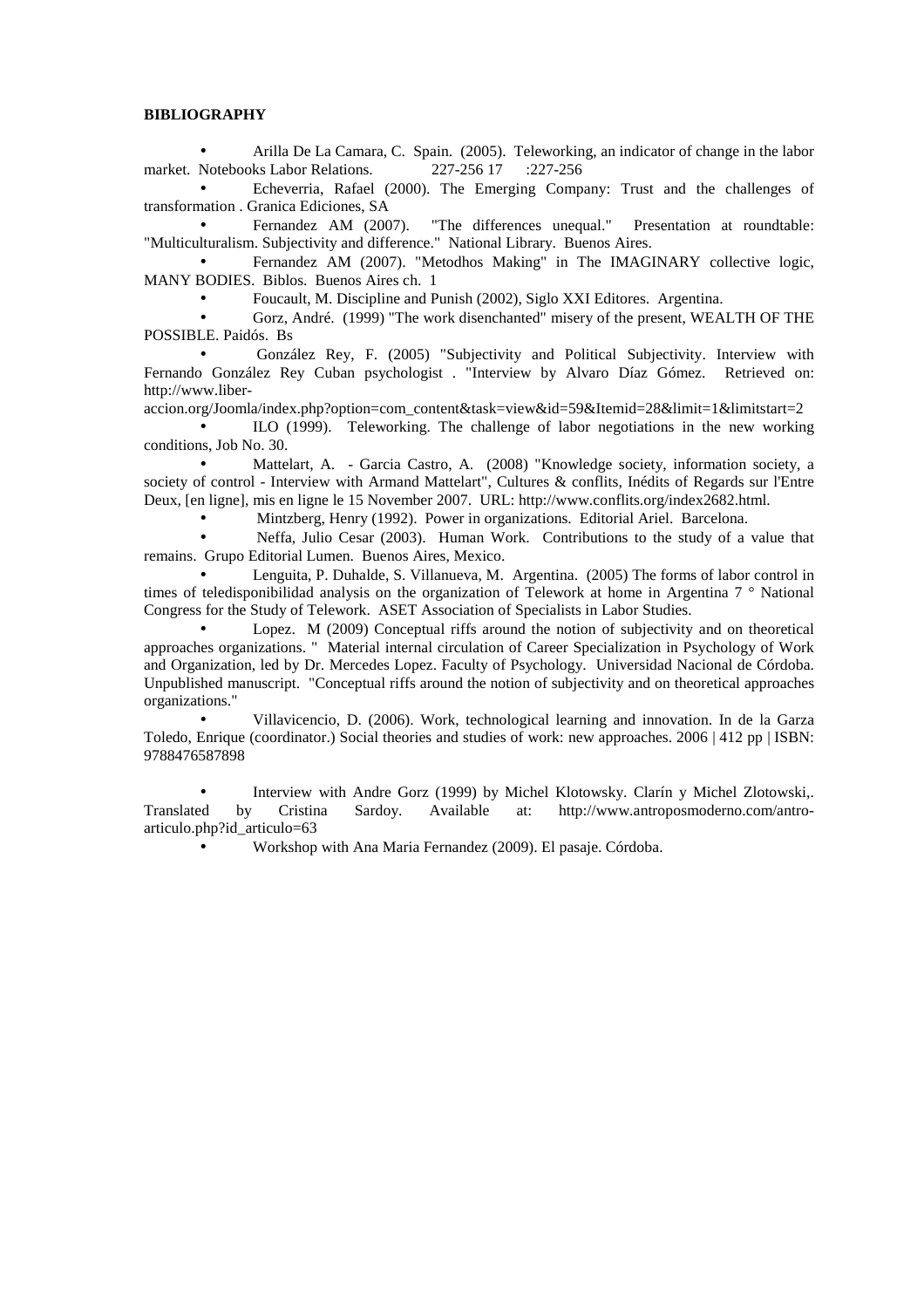**BIBLIOGRAPHY**

- Arilla De La Camara, C. Spain. (2005). Teleworking, an indicator of change in the labor market. Notebooks Labor Relations. 227-256 17 :227-256
- Echeverria, Rafael (2000). The Emerging Company: Trust and the challenges of transformation . Granica Ediciones, SA
- Fernandez AM (2007). "The differences unequal." Presentation at roundtable: "Multiculturalism. Subjectivity and difference." National Library. Buenos Aires.
- Fernandez AM (2007). "Metodhos Making" in The IMAGINARY collective logic, MANY BODIES. Biblos. Buenos Aires ch. 1
- Foucault, M. Discipline and Punish (2002), Siglo XXI Editores. Argentina.
- Gorz, André. (1999) "The work disenchanted" misery of the present, WEALTH OF THE POSSIBLE. Paidós. Bs
- González Rey, F. (2005) "Subjectivity and Political Subjectivity. Interview with Fernando González Rey Cuban psychologist . "Interview by Alvaro Díaz Gómez. Retrieved on: http://www.liber-accion.org/Joomla/index.php?option=com_content&task=view&id=59&Itemid=28&limit=1&limitstart=2
- ILO (1999). Teleworking. The challenge of labor negotiations in the new working conditions, Job No. 30.
- Mattelart, A. - Garcia Castro, A. (2008) "Knowledge society, information society, a society of control - Interview with Armand Mattelart", Cultures & conflits, Inédits of Regards sur l'Entre Deux, [en ligne], mis en ligne le 15 November 2007. URL: http://www.conflits.org/index2682.html.
- Mintzberg, Henry (1992). Power in organizations. Editorial Ariel. Barcelona.
- Neffa, Julio Cesar (2003). Human Work. Contributions to the study of a value that remains. Grupo Editorial Lumen. Buenos Aires, Mexico.
- Lenguita, P. Duhalde, S. Villanueva, M. Argentina. (2005) The forms of labor control in times of teledisponibilidad analysis on the organization of Telework at home in Argentina 7 ° National Congress for the Study of Telework. ASET Association of Specialists in Labor Studies.
- Lopez. M (2009) Conceptual riffs around the notion of subjectivity and on theoretical approaches organizations. " Material internal circulation of Career Specialization in Psychology of Work and Organization, led by Dr. Mercedes Lopez. Faculty of Psychology. Universidad Nacional de Córdoba. Unpublished manuscript. "Conceptual riffs around the notion of subjectivity and on theoretical approaches organizations."
- Villavicencio, D. (2006). Work, technological learning and innovation. In de la Garza Toledo, Enrique (coordinator.) Social theories and studies of work: new approaches. 2006 | 412 pp | ISBN: 9788476587898
- Interview with Andre Gorz (1999) by Michel Klotowsky. Clarín y Michel Zlotowski,. Translated by Cristina Sardoy. Available at: http://www.antroposmoderno.com/antro-articulo.php?id_articulo=63
- Workshop with Ana Maria Fernandez (2009). El pasaje. Córdoba.